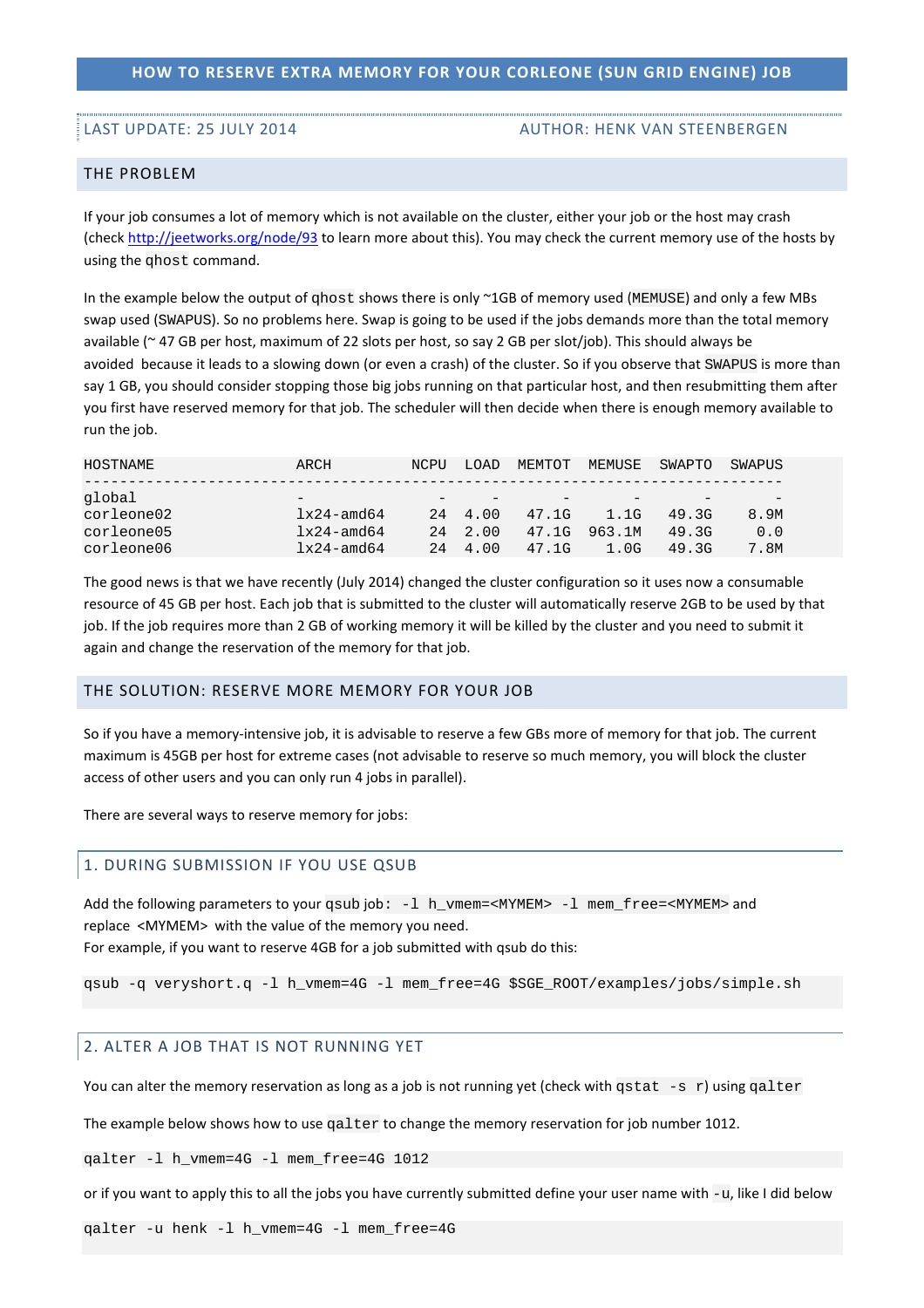# HOW TO RESERVE EXTRA MEMORY FOR YOUR CORLEONE (SUN GRID ENGINE) JOB

LAST UPDATE: 25 JULY 2014 AUTHOR: HENK VAN STEENBERGEN

## THE PROBLEM

If your job consumes a lot of memory which is not available on the cluster, either your job or the host may crash (check http://jeetworks.org/node/93 to learn more about this). You may check the current memory use of the hosts by using the `qhost` command.

In the example below the output of `qhost` shows there is only ~1GB of memory used (`MEMUSE`) and only a few MBs swap used (`SWAPUS`). So no problems here. Swap is going to be used if the jobs demands more than the total memory available (~ 47 GB per host, maximum of 22 slots per host, so say 2 GB per slot/job). This should always be avoided because it leads to a slowing down (or even a crash) of the cluster. So if you observe that `SWAPUS` is more than say 1 GB, you should consider stopping those big jobs running on that particular host, and then resubmitting them after you first have reserved memory for that job. The scheduler will then decide when there is enough memory available to run the job.

```
HOSTNAME                ARCH         NCPU  LOAD  MEMTOT  MEMUSE  SWAPTO  SWAPUS
-------------------------------------------------------------------------------
global                  -               -     -       -       -       -       -
corleone02              lx24-amd64     24  4.00   47.1G    1.1G   49.3G    8.9M
corleone05              lx24-amd64     24  2.00   47.1G  963.1M   49.3G     0.0
corleone06              lx24-amd64     24  4.00   47.1G    1.0G   49.3G    7.8M
```

The good news is that we have recently (July 2014) changed the cluster configuration so it uses now a consumable resource of 45 GB per host. Each job that is submitted to the cluster will automatically reserve 2GB to be used by that job. If the job requires more than 2 GB of working memory it will be killed by the cluster and you need to submit it again and change the reservation of the memory for that job.

## THE SOLUTION: RESERVE MORE MEMORY FOR YOUR JOB

So if you have a memory-intensive job, it is advisable to reserve a few GBs more of memory for that job. The current maximum is 45GB per host for extreme cases (not advisable to reserve so much memory, you will block the cluster access of other users and you can only run 4 jobs in parallel).

There are several ways to reserve memory for jobs:

### 1. DURING SUBMISSION IF YOU USE QSUB

Add the following parameters to your `qsub` job: `-l h_vmem=<MYMEM> -l mem_free=<MYMEM>` and replace <MYMEM> with the value of the memory you need.
For example, if you want to reserve 4GB for a job submitted with qsub do this:

```
qsub -q veryshort.q -l h_vmem=4G -l mem_free=4G $SGE_ROOT/examples/jobs/simple.sh
```

### 2. ALTER A JOB THAT IS NOT RUNNING YET

You can alter the memory reservation as long as a job is not running yet (check with `qstat -s r`) using `qalter`

The example below shows how to use `qalter` to change the memory reservation for job number 1012.

```
qalter -l h_vmem=4G -l mem_free=4G 1012
```

or if you want to apply this to all the jobs you have currently submitted define your user name with `-u`, like I did below

```
qalter -u henk -l h_vmem=4G -l mem_free=4G
```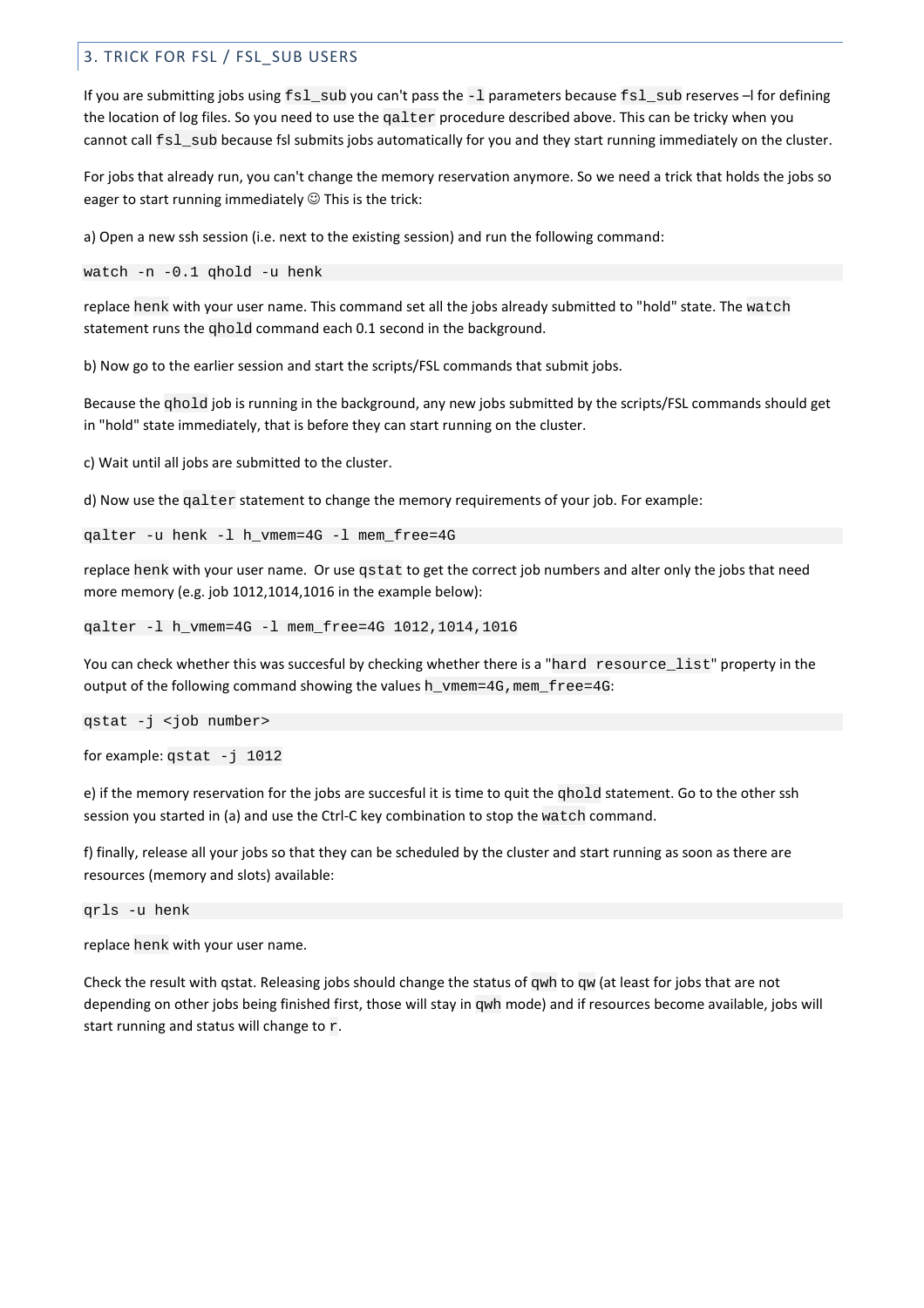## 3. TRICK FOR FSL / FSL_SUB USERS

If you are submitting jobs using `fsl_sub` you can't pass the `-l` parameters because `fsl_sub` reserves –l for defining the location of log files. So you need to use the `qalter` procedure described above. This can be tricky when you cannot call `fsl_sub` because fsl submits jobs automatically for you and they start running immediately on the cluster.

For jobs that already run, you can't change the memory reservation anymore. So we need a trick that holds the jobs so eager to start running immediately ☺ This is the trick:

a) Open a new ssh session (i.e. next to the existing session) and run the following command:

```
watch -n -0.1 qhold -u henk
```

replace `henk` with your user name. This command set all the jobs already submitted to "hold" state. The `watch` statement runs the `qhold` command each 0.1 second in the background.

b) Now go to the earlier session and start the scripts/FSL commands that submit jobs.

Because the `qhold` job is running in the background, any new jobs submitted by the scripts/FSL commands should get in "hold" state immediately, that is before they can start running on the cluster.

c) Wait until all jobs are submitted to the cluster.

d) Now use the `qalter` statement to change the memory requirements of your job. For example:

```
qalter -u henk -l h_vmem=4G -l mem_free=4G
```

replace `henk` with your user name. Or use `qstat` to get the correct job numbers and alter only the jobs that need more memory (e.g. job 1012,1014,1016 in the example below):

```
qalter -l h_vmem=4G -l mem_free=4G 1012,1014,1016
```

You can check whether this was succesful by checking whether there is a "`hard resource_list`" property in the output of the following command showing the values `h_vmem=4G,mem_free=4G`:

```
qstat -j <job number>
```

for example: `qstat -j 1012`

e) if the memory reservation for the jobs are succesful it is time to quit the `qhold` statement. Go to the other ssh session you started in (a) and use the Ctrl-C key combination to stop the `watch` command.

f) finally, release all your jobs so that they can be scheduled by the cluster and start running as soon as there are resources (memory and slots) available:

```
qrls -u henk
```

replace `henk` with your user name.

Check the result with qstat. Releasing jobs should change the status of `qwh` to `qw` (at least for jobs that are not depending on other jobs being finished first, those will stay in `qwh` mode) and if resources become available, jobs will start running and status will change to `r`.